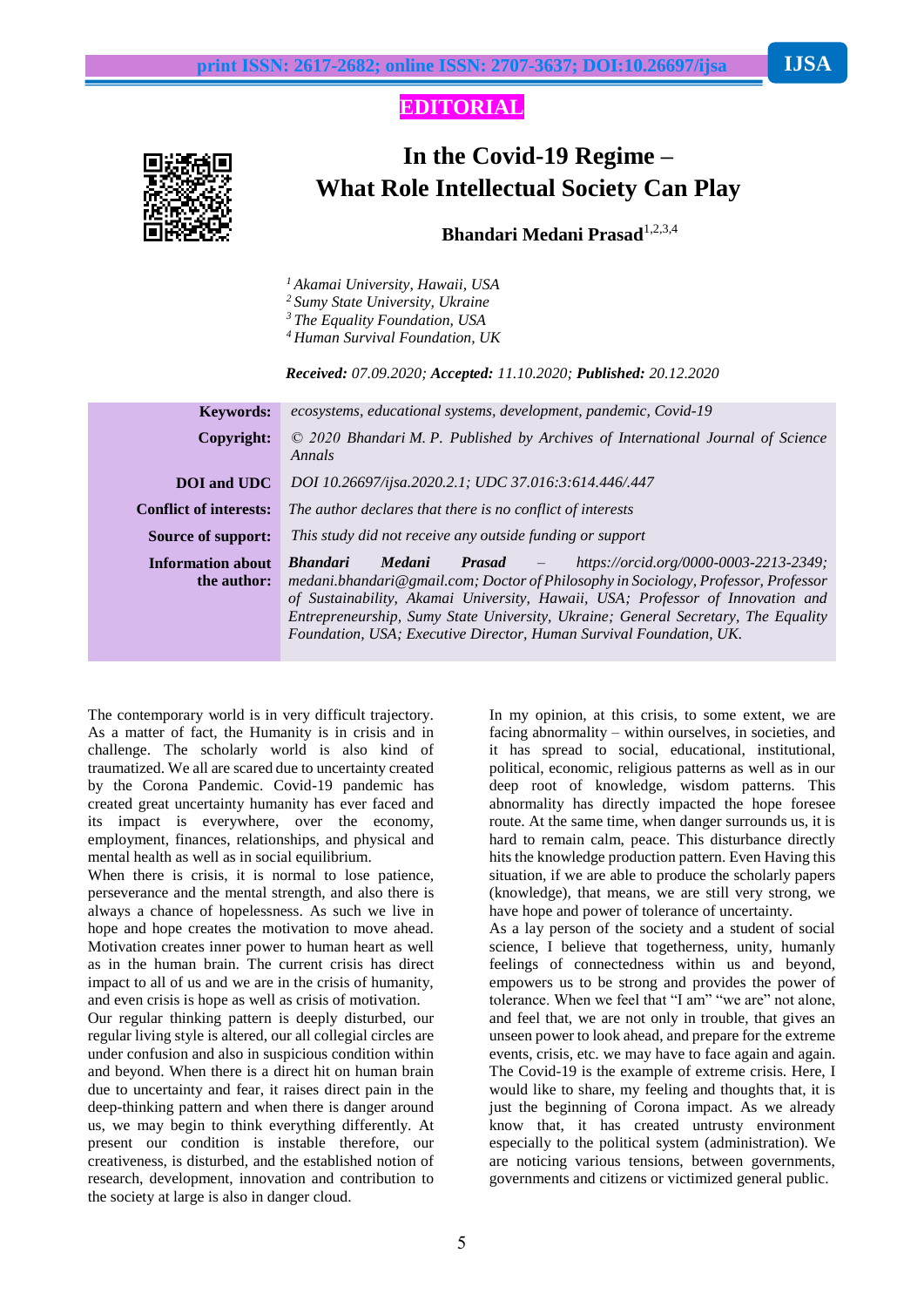**EDITORIAL**

# In the Covid-19 Regime – What Role Intellectual Society Can Play

**Bhandari Medani Prasad**[1,2,3,4]

*[1] Akamai University, Hawaii, USA*
*[2] Sumy State University, Ukraine*
*[3] The Equality Foundation, USA*
*[4] Human Survival Foundation, UK*

***Received:** 07.09.2020; **Accepted:** 11.10.2020; **Published:** 20.12.2020*

| | |
|---|---|
| **Keywords:** | *ecosystems, educational systems, development, pandemic, Covid-19* |
| **Copyright:** | *© 2020 Bhandari M. P. Published by Archives of International Journal of Science Annals* |
| **DOI and UDC** | *DOI 10.26697/ijsa.2020.2.1; UDC 37.016:3:614.446/.447* |
| **Conflict of interests:** | *The author declares that there is no conflict of interests* |
| **Source of support:** | *This study did not receive any outside funding or support* |
| **Information about the author:** | ***Bhandari Medani Prasad** – https://orcid.org/0000-0003-2213-2349; medani.bhandari@gmail.com; Doctor of Philosophy in Sociology, Professor, Professor of Sustainability, Akamai University, Hawaii, USA; Professor of Innovation and Entrepreneurship, Sumy State University, Ukraine; General Secretary, The Equality Foundation, USA; Executive Director, Human Survival Foundation, UK.* |

The contemporary world is in very difficult trajectory. As a matter of fact, the Humanity is in crisis and in challenge. The scholarly world is also kind of traumatized. We all are scared due to uncertainty created by the Corona Pandemic. Covid-19 pandemic has created great uncertainty humanity has ever faced and its impact is everywhere, over the economy, employment, finances, relationships, and physical and mental health as well as in social equilibrium.

When there is crisis, it is normal to lose patience, perseverance and the mental strength, and also there is always a chance of hopelessness. As such we live in hope and hope creates the motivation to move ahead. Motivation creates inner power to human heart as well as in the human brain. The current crisis has direct impact to all of us and we are in the crisis of humanity, and even crisis is hope as well as crisis of motivation.

Our regular thinking pattern is deeply disturbed, our regular living style is altered, our all collegial circles are under confusion and also in suspicious condition within and beyond. When there is a direct hit on human brain due to uncertainty and fear, it raises direct pain in the deep-thinking pattern and when there is danger around us, we may begin to think everything differently. At present our condition is instable therefore, our creativeness, is disturbed, and the established notion of research, development, innovation and contribution to the society at large is also in danger cloud.

In my opinion, at this crisis, to some extent, we are facing abnormality – within ourselves, in societies, and it has spread to social, educational, institutional, political, economic, religious patterns as well as in our deep root of knowledge, wisdom patterns. This abnormality has directly impacted the hope foresee route. At the same time, when danger surrounds us, it is hard to remain calm, peace. This disturbance directly hits the knowledge production pattern. Even Having this situation, if we are able to produce the scholarly papers (knowledge), that means, we are still very strong, we have hope and power of tolerance of uncertainty.

As a lay person of the society and a student of social science, I believe that togetherness, unity, humanly feelings of connectedness within us and beyond, empowers us to be strong and provides the power of tolerance. When we feel that "I am" "we are" not alone, and feel that, we are not only in trouble, that gives an unseen power to look ahead, and prepare for the extreme events, crisis, etc. we may have to face again and again. The Covid-19 is the example of extreme crisis. Here, I would like to share, my feeling and thoughts that, it is just the beginning of Corona impact. As we already know that, it has created untrusty environment especially to the political system (administration). We are noticing various tensions, between governments, governments and citizens or victimized general public.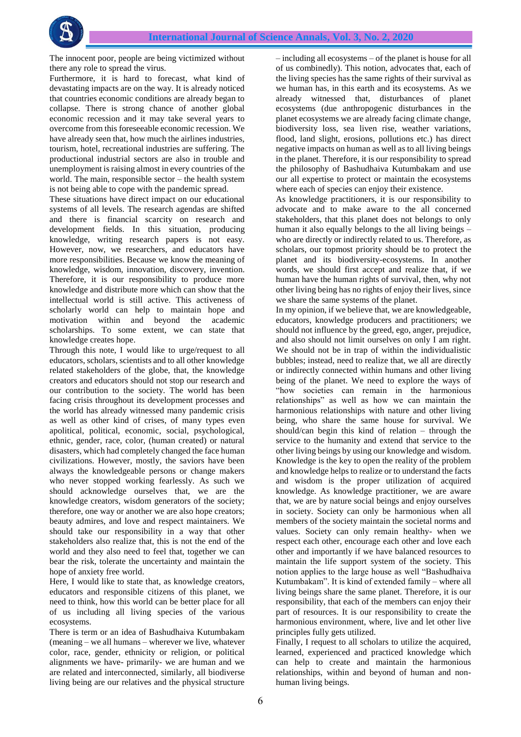The innocent poor, people are being victimized without there any role to spread the virus.

Furthermore, it is hard to forecast, what kind of devastating impacts are on the way. It is already noticed that countries economic conditions are already began to collapse. There is strong chance of another global economic recession and it may take several years to overcome from this foreseeable economic recession. We have already seen that, how much the airlines industries, tourism, hotel, recreational industries are suffering. The productional industrial sectors are also in trouble and unemployment is raising almost in every countries of the world. The main, responsible sector – the health system is not being able to cope with the pandemic spread.

These situations have direct impact on our educational systems of all levels. The research agendas are shifted and there is financial scarcity on research and development fields. In this situation, producing knowledge, writing research papers is not easy. However, now, we researchers, and educators have more responsibilities. Because we know the meaning of knowledge, wisdom, innovation, discovery, invention. Therefore, it is our responsibility to produce more knowledge and distribute more which can show that the intellectual world is still active. This activeness of scholarly world can help to maintain hope and motivation within and beyond the academic scholarships. To some extent, we can state that knowledge creates hope.

Through this note, I would like to urge/request to all educators, scholars, scientists and to all other knowledge related stakeholders of the globe, that, the knowledge creators and educators should not stop our research and our contribution to the society. The world has been facing crisis throughout its development processes and the world has already witnessed many pandemic crisis as well as other kind of crises, of many types even apolitical, political, economic, social, psychological, ethnic, gender, race, color, (human created) or natural disasters, which had completely changed the face human civilizations. However, mostly, the saviors have been always the knowledgeable persons or change makers who never stopped working fearlessly. As such we should acknowledge ourselves that, we are the knowledge creators, wisdom generators of the society; therefore, one way or another we are also hope creators; beauty admires, and love and respect maintainers. We should take our responsibility in a way that other stakeholders also realize that, this is not the end of the world and they also need to feel that, together we can bear the risk, tolerate the uncertainty and maintain the hope of anxiety free world.

Here, I would like to state that, as knowledge creators, educators and responsible citizens of this planet, we need to think, how this world can be better place for all of us including all living species of the various ecosystems.

There is term or an idea of Bashudhaiva Kutumbakam (meaning – we all humans – wherever we live, whatever color, race, gender, ethnicity or religion, or political alignments we have- primarily- we are human and we are related and interconnected, similarly, all biodiverse living being are our relatives and the physical structure – including all ecosystems – of the planet is house for all of us combinedly). This notion, advocates that, each of the living species has the same rights of their survival as we human has, in this earth and its ecosystems. As we already witnessed that, disturbances of planet ecosystems (due anthropogenic disturbances in the planet ecosystems we are already facing climate change, biodiversity loss, sea liven rise, weather variations, flood, land slight, erosions, pollutions etc.) has direct negative impacts on human as well as to all living beings in the planet. Therefore, it is our responsibility to spread the philosophy of Bashudhaiva Kutumbakam and use our all expertise to protect or maintain the ecosystems where each of species can enjoy their existence.

As knowledge practitioners, it is our responsibility to advocate and to make aware to the all concerned stakeholders, that this planet does not belongs to only human it also equally belongs to the all living beings – who are directly or indirectly related to us. Therefore, as scholars, our topmost priority should be to protect the planet and its biodiversity-ecosystems. In another words, we should first accept and realize that, if we human have the human rights of survival, then, why not other living being has no rights of enjoy their lives, since we share the same systems of the planet.

In my opinion, if we believe that, we are knowledgeable, educators, knowledge producers and practitioners; we should not influence by the greed, ego, anger, prejudice, and also should not limit ourselves on only I am right. We should not be in trap of within the individualistic bubbles; instead, need to realize that, we all are directly or indirectly connected within humans and other living being of the planet. We need to explore the ways of "how societies can remain in the harmonious relationships" as well as how we can maintain the harmonious relationships with nature and other living being, who share the same house for survival. We should/can begin this kind of relation – through the service to the humanity and extend that service to the other living beings by using our knowledge and wisdom. Knowledge is the key to open the reality of the problem and knowledge helps to realize or to understand the facts and wisdom is the proper utilization of acquired knowledge. As knowledge practitioner, we are aware that, we are by nature social beings and enjoy ourselves in society. Society can only be harmonious when all members of the society maintain the societal norms and values. Society can only remain healthy- when we respect each other, encourage each other and love each other and importantly if we have balanced resources to maintain the life support system of the society. This notion applies to the large house as well "Bashudhaiva Kutumbakam". It is kind of extended family – where all living beings share the same planet. Therefore, it is our responsibility, that each of the members can enjoy their part of resources. It is our responsibility to create the harmonious environment, where, live and let other live principles fully gets utilized.

Finally, I request to all scholars to utilize the acquired, learned, experienced and practiced knowledge which can help to create and maintain the harmonious relationships, within and beyond of human and non-human living beings.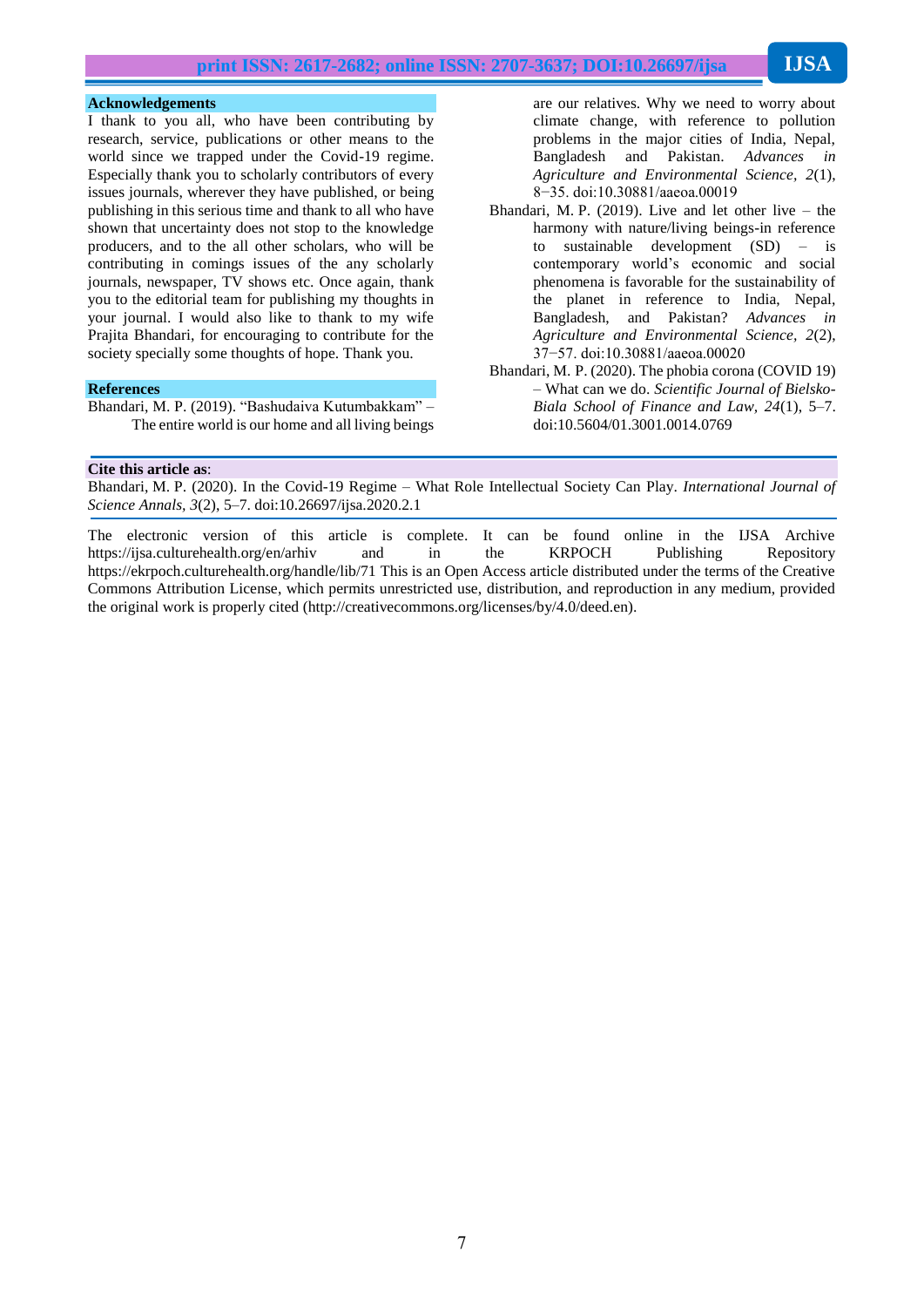## Acknowledgements

I thank to you all, who have been contributing by research, service, publications or other means to the world since we trapped under the Covid-19 regime. Especially thank you to scholarly contributors of every issues journals, wherever they have published, or being publishing in this serious time and thank to all who have shown that uncertainty does not stop to the knowledge producers, and to the all other scholars, who will be contributing in comings issues of the any scholarly journals, newspaper, TV shows etc. Once again, thank you to the editorial team for publishing my thoughts in your journal. I would also like to thank to my wife Prajita Bhandari, for encouraging to contribute for the society specially some thoughts of hope. Thank you.

## References

Bhandari, M. P. (2019). "Bashudaiva Kutumbakkam" – The entire world is our home and all living beings are our relatives. Why we need to worry about climate change, with reference to pollution problems in the major cities of India, Nepal, Bangladesh and Pakistan. *Advances in Agriculture and Environmental Science, 2*(1), 8−35. doi:10.30881/aaeoa.00019

Bhandari, M. P. (2019). Live and let other live – the harmony with nature/living beings-in reference to sustainable development (SD) – is contemporary world's economic and social phenomena is favorable for the sustainability of the planet in reference to India, Nepal, Bangladesh, and Pakistan? *Advances in Agriculture and Environmental Science, 2*(2), 37−57. doi:10.30881/aaeoa.00020

Bhandari, M. P. (2020). The phobia corona (COVID 19) – What can we do. *Scientific Journal of Bielsko-Biala School of Finance and Law, 24*(1), 5–7. doi:10.5604/01.3001.0014.0769

**Cite this article as**:

Bhandari, M. P. (2020). In the Covid-19 Regime – What Role Intellectual Society Can Play. *International Journal of Science Annals, 3*(2), 5–7. doi:10.26697/ijsa.2020.2.1

The electronic version of this article is complete. It can be found online in the IJSA Archive https://ijsa.culturehealth.org/en/arhiv and in the KRPOCH Publishing Repository https://ekrpoch.culturehealth.org/handle/lib/71 This is an Open Access article distributed under the terms of the Creative Commons Attribution License, which permits unrestricted use, distribution, and reproduction in any medium, provided the original work is properly cited (http://creativecommons.org/licenses/by/4.0/deed.en).